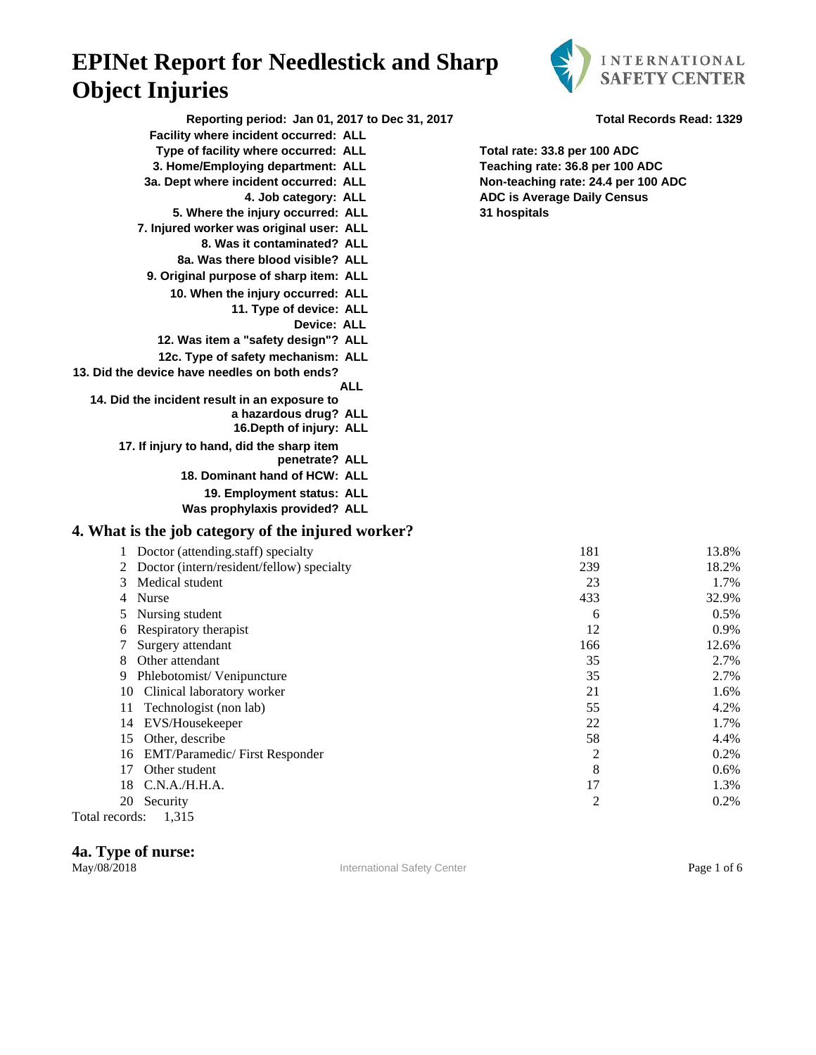# EPINet Report for Needlestick and Sharp Object Injuries

INTERNATIONAL SAFETY CENTER

**Reporting period: Jan 01, 2017 to Dec 31, 2017**

**Total Records Read: 1329**

**Facility where incident occurred: ALL**
**Type of facility where occurred: ALL**
**3. Home/Employing department: ALL**
**3a. Dept where incident occurred: ALL**
**4. Job category: ALL**
**5. Where the injury occurred: ALL**
**7. Injured worker was original user: ALL**
**8. Was it contaminated? ALL**
**8a. Was there blood visible? ALL**
**9. Original purpose of sharp item: ALL**
**10. When the injury occurred: ALL**
**11. Type of device: ALL**
**Device: ALL**
**12. Was item a "safety design"? ALL**
**12c. Type of safety mechanism: ALL**
**13. Did the device have needles on both ends? ALL**
**14. Did the incident result in an exposure to a hazardous drug? ALL**
**16.Depth of injury: ALL**
**17. If injury to hand, did the sharp item penetrate? ALL**
**18. Dominant hand of HCW: ALL**
**19. Employment status: ALL**
**Was prophylaxis provided? ALL**

**Total rate: 33.8 per 100 ADC**
**Teaching rate: 36.8 per 100 ADC**
**Non-teaching rate: 24.4 per 100 ADC**
**ADC is Average Daily Census**
**31 hospitals**

## 4. What is the job category of the injured worker?

| | Job category | Count | Percent |
|---|---|---|---|
| 1 | Doctor (attending.staff) specialty | 181 | 13.8% |
| 2 | Doctor (intern/resident/fellow) specialty | 239 | 18.2% |
| 3 | Medical student | 23 | 1.7% |
| 4 | Nurse | 433 | 32.9% |
| 5 | Nursing student | 6 | 0.5% |
| 6 | Respiratory therapist | 12 | 0.9% |
| 7 | Surgery attendant | 166 | 12.6% |
| 8 | Other attendant | 35 | 2.7% |
| 9 | Phlebotomist/ Venipuncture | 35 | 2.7% |
| 10 | Clinical laboratory worker | 21 | 1.6% |
| 11 | Technologist (non lab) | 55 | 4.2% |
| 14 | EVS/Housekeeper | 22 | 1.7% |
| 15 | Other, describe | 58 | 4.4% |
| 16 | EMT/Paramedic/ First Responder | 2 | 0.2% |
| 17 | Other student | 8 | 0.6% |
| 18 | C.N.A./H.H.A. | 17 | 1.3% |
| 20 | Security | 2 | 0.2% |

Total records: 1,315

## 4a. Type of nurse:

May/08/2018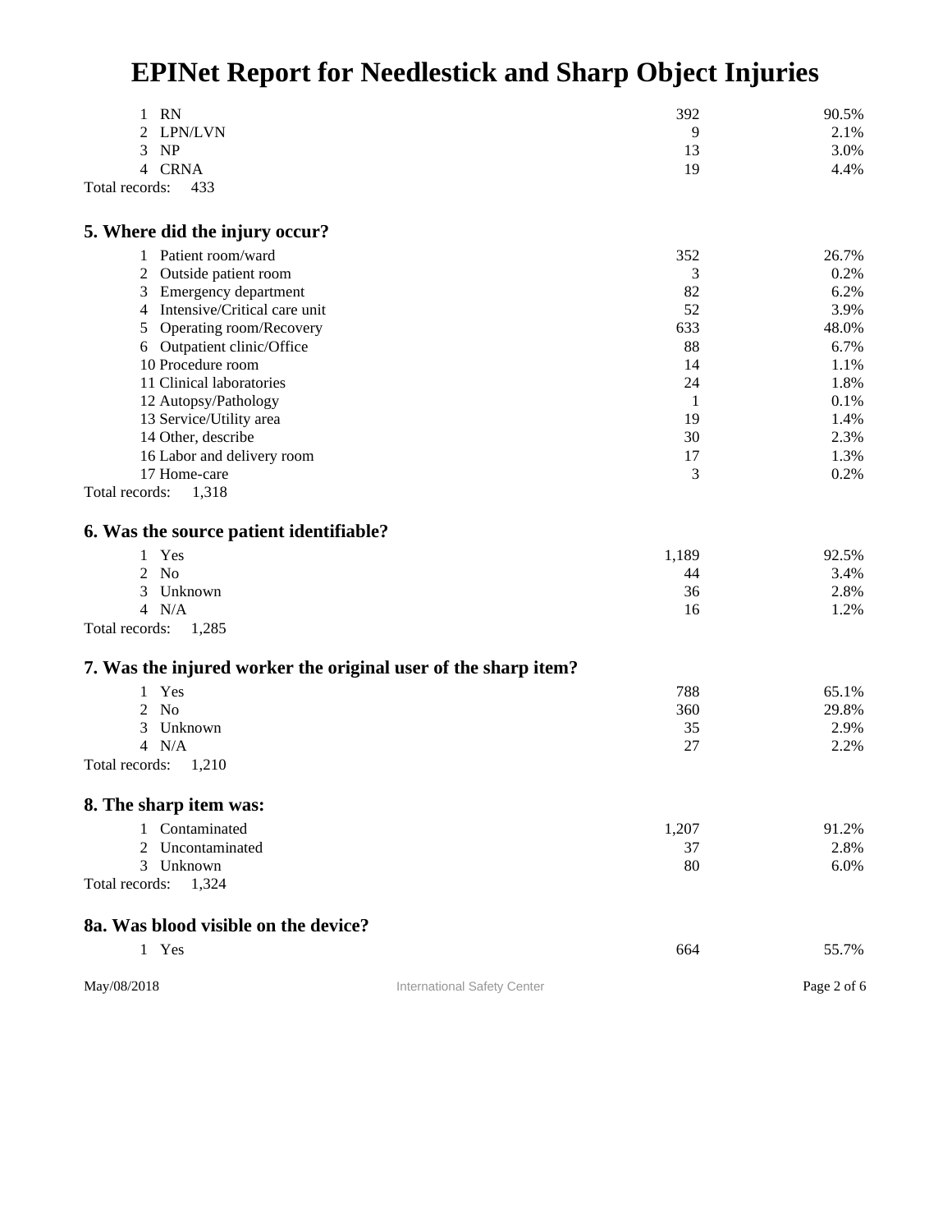# EPINet Report for Needlestick and Sharp Object Injuries

| | | |
|---|---|---|
| 1 RN | 392 | 90.5% |
| 2 LPN/LVN | 9 | 2.1% |
| 3 NP | 13 | 3.0% |
| 4 CRNA | 19 | 4.4% |

Total records: 433

## 5. Where did the injury occur?

| | | |
|---|---|---|
| 1 Patient room/ward | 352 | 26.7% |
| 2 Outside patient room | 3 | 0.2% |
| 3 Emergency department | 82 | 6.2% |
| 4 Intensive/Critical care unit | 52 | 3.9% |
| 5 Operating room/Recovery | 633 | 48.0% |
| 6 Outpatient clinic/Office | 88 | 6.7% |
| 10 Procedure room | 14 | 1.1% |
| 11 Clinical laboratories | 24 | 1.8% |
| 12 Autopsy/Pathology | 1 | 0.1% |
| 13 Service/Utility area | 19 | 1.4% |
| 14 Other, describe | 30 | 2.3% |
| 16 Labor and delivery room | 17 | 1.3% |
| 17 Home-care | 3 | 0.2% |

Total records: 1,318

## 6. Was the source patient identifiable?

| | | |
|---|---|---|
| 1 Yes | 1,189 | 92.5% |
| 2 No | 44 | 3.4% |
| 3 Unknown | 36 | 2.8% |
| 4 N/A | 16 | 1.2% |

Total records: 1,285

## 7. Was the injured worker the original user of the sharp item?

| | | |
|---|---|---|
| 1 Yes | 788 | 65.1% |
| 2 No | 360 | 29.8% |
| 3 Unknown | 35 | 2.9% |
| 4 N/A | 27 | 2.2% |

Total records: 1,210

## 8. The sharp item was:

| | | |
|---|---|---|
| 1 Contaminated | 1,207 | 91.2% |
| 2 Uncontaminated | 37 | 2.8% |
| 3 Unknown | 80 | 6.0% |

Total records: 1,324

## 8a. Was blood visible on the device?

| | | |
|---|---|---|
| 1 Yes | 664 | 55.7% |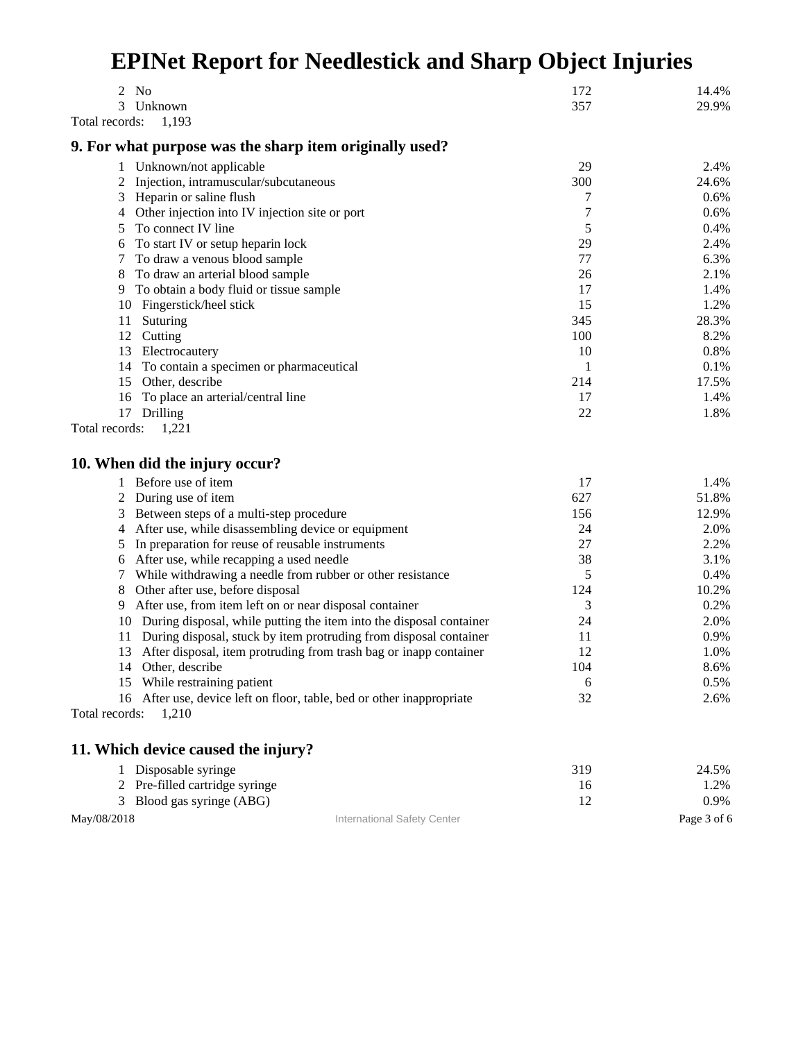# EPINet Report for Needlestick and Sharp Object Injuries

| | | | |
|---|---|---|---|
| 2 | No | 172 | 14.4% |
| 3 | Unknown | 357 | 29.9% |

Total records: 1,193

## 9. For what purpose was the sharp item originally used?

| | | | |
|---|---|---|---|
| 1 | Unknown/not applicable | 29 | 2.4% |
| 2 | Injection, intramuscular/subcutaneous | 300 | 24.6% |
| 3 | Heparin or saline flush | 7 | 0.6% |
| 4 | Other injection into IV injection site or port | 7 | 0.6% |
| 5 | To connect IV line | 5 | 0.4% |
| 6 | To start IV or setup heparin lock | 29 | 2.4% |
| 7 | To draw a venous blood sample | 77 | 6.3% |
| 8 | To draw an arterial blood sample | 26 | 2.1% |
| 9 | To obtain a body fluid or tissue sample | 17 | 1.4% |
| 10 | Fingerstick/heel stick | 15 | 1.2% |
| 11 | Suturing | 345 | 28.3% |
| 12 | Cutting | 100 | 8.2% |
| 13 | Electrocautery | 10 | 0.8% |
| 14 | To contain a specimen or pharmaceutical | 1 | 0.1% |
| 15 | Other, describe | 214 | 17.5% |
| 16 | To place an arterial/central line | 17 | 1.4% |
| 17 | Drilling | 22 | 1.8% |

Total records: 1,221

## 10. When did the injury occur?

| | | | |
|---|---|---|---|
| 1 | Before use of item | 17 | 1.4% |
| 2 | During use of item | 627 | 51.8% |
| 3 | Between steps of a multi-step procedure | 156 | 12.9% |
| 4 | After use, while disassembling device or equipment | 24 | 2.0% |
| 5 | In preparation for reuse of reusable instruments | 27 | 2.2% |
| 6 | After use, while recapping a used needle | 38 | 3.1% |
| 7 | While withdrawing a needle from rubber or other resistance | 5 | 0.4% |
| 8 | Other after use, before disposal | 124 | 10.2% |
| 9 | After use, from item left on or near disposal container | 3 | 0.2% |
| 10 | During disposal, while putting the item into the disposal container | 24 | 2.0% |
| 11 | During disposal, stuck by item protruding from disposal container | 11 | 0.9% |
| 13 | After disposal, item protruding from trash bag or inapp container | 12 | 1.0% |
| 14 | Other, describe | 104 | 8.6% |
| 15 | While restraining patient | 6 | 0.5% |
| 16 | After use, device left on floor, table, bed or other inappropriate | 32 | 2.6% |

Total records: 1,210

## 11. Which device caused the injury?

| | | | |
|---|---|---|---|
| 1 | Disposable syringe | 319 | 24.5% |
| 2 | Pre-filled cartridge syringe | 16 | 1.2% |
| 3 | Blood gas syringe (ABG) | 12 | 0.9% |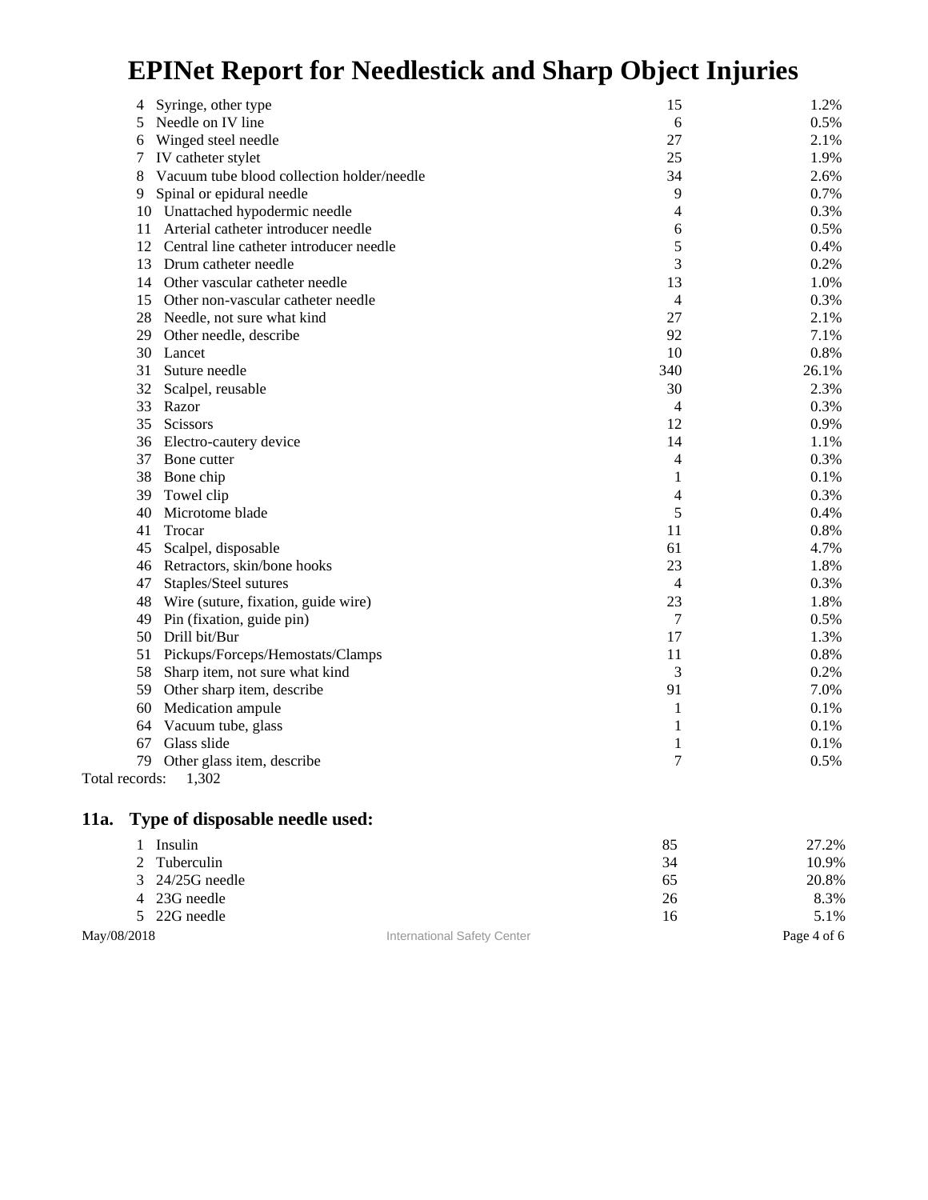| | | | |
|---|---|---|---|
| 4 | Syringe, other type | 15 | 1.2% |
| 5 | Needle on IV line | 6 | 0.5% |
| 6 | Winged steel needle | 27 | 2.1% |
| 7 | IV catheter stylet | 25 | 1.9% |
| 8 | Vacuum tube blood collection holder/needle | 34 | 2.6% |
| 9 | Spinal or epidural needle | 9 | 0.7% |
| 10 | Unattached hypodermic needle | 4 | 0.3% |
| 11 | Arterial catheter introducer needle | 6 | 0.5% |
| 12 | Central line catheter introducer needle | 5 | 0.4% |
| 13 | Drum catheter needle | 3 | 0.2% |
| 14 | Other vascular catheter needle | 13 | 1.0% |
| 15 | Other non-vascular catheter needle | 4 | 0.3% |
| 28 | Needle, not sure what kind | 27 | 2.1% |
| 29 | Other needle, describe | 92 | 7.1% |
| 30 | Lancet | 10 | 0.8% |
| 31 | Suture needle | 340 | 26.1% |
| 32 | Scalpel, reusable | 30 | 2.3% |
| 33 | Razor | 4 | 0.3% |
| 35 | Scissors | 12 | 0.9% |
| 36 | Electro-cautery device | 14 | 1.1% |
| 37 | Bone cutter | 4 | 0.3% |
| 38 | Bone chip | 1 | 0.1% |
| 39 | Towel clip | 4 | 0.3% |
| 40 | Microtome blade | 5 | 0.4% |
| 41 | Trocar | 11 | 0.8% |
| 45 | Scalpel, disposable | 61 | 4.7% |
| 46 | Retractors, skin/bone hooks | 23 | 1.8% |
| 47 | Staples/Steel sutures | 4 | 0.3% |
| 48 | Wire (suture, fixation, guide wire) | 23 | 1.8% |
| 49 | Pin (fixation, guide pin) | 7 | 0.5% |
| 50 | Drill bit/Bur | 17 | 1.3% |
| 51 | Pickups/Forceps/Hemostats/Clamps | 11 | 0.8% |
| 58 | Sharp item, not sure what kind | 3 | 0.2% |
| 59 | Other sharp item, describe | 91 | 7.0% |
| 60 | Medication ampule | 1 | 0.1% |
| 64 | Vacuum tube, glass | 1 | 0.1% |
| 67 | Glass slide | 1 | 0.1% |
| 79 | Other glass item, describe | 7 | 0.5% |

Total records: 1,302

## 11a. Type of disposable needle used:

| | | | |
|---|---|---|---|
| 1 | Insulin | 85 | 27.2% |
| 2 | Tuberculin | 34 | 10.9% |
| 3 | 24/25G needle | 65 | 20.8% |
| 4 | 23G needle | 26 | 8.3% |
| 5 | 22G needle | 16 | 5.1% |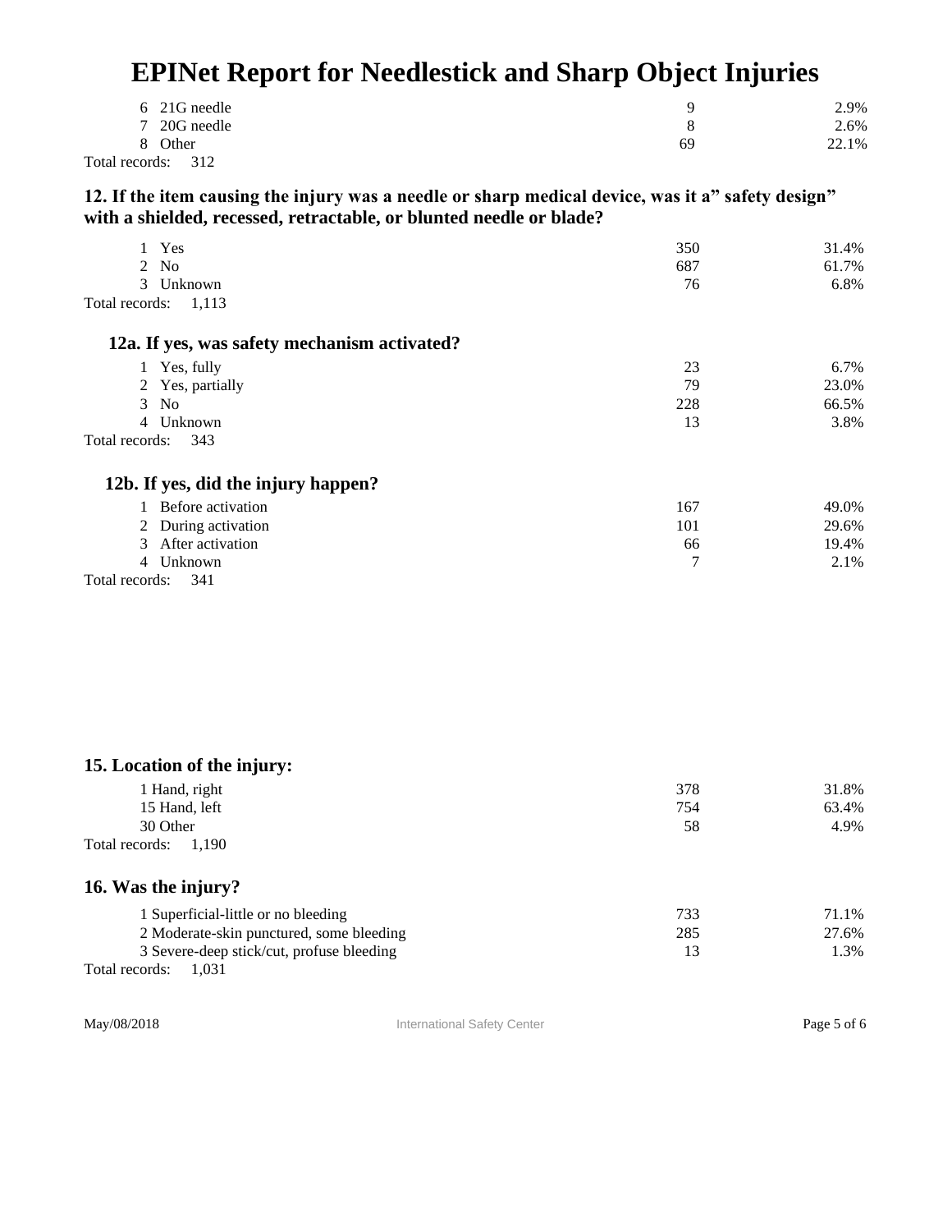# EPINet Report for Needlestick and Sharp Object Injuries

| | | |
|---|---|---|
| 6 21G needle | 9 | 2.9% |
| 7 20G needle | 8 | 2.6% |
| 8 Other | 69 | 22.1% |

Total records: 312

### 12. If the item causing the injury was a needle or sharp medical device, was it a" safety design" with a shielded, recessed, retractable, or blunted needle or blade?

| | | |
|---|---|---|
| 1 Yes | 350 | 31.4% |
| 2 No | 687 | 61.7% |
| 3 Unknown | 76 | 6.8% |

Total records: 1,113

### 12a. If yes, was safety mechanism activated?

| | | |
|---|---|---|
| 1 Yes, fully | 23 | 6.7% |
| 2 Yes, partially | 79 | 23.0% |
| 3 No | 228 | 66.5% |
| 4 Unknown | 13 | 3.8% |

Total records: 343

### 12b. If yes, did the injury happen?

| | | |
|---|---|---|
| 1 Before activation | 167 | 49.0% |
| 2 During activation | 101 | 29.6% |
| 3 After activation | 66 | 19.4% |
| 4 Unknown | 7 | 2.1% |

Total records: 341

### 15. Location of the injury:

| | | |
|---|---|---|
| 1 Hand, right | 378 | 31.8% |
| 15 Hand, left | 754 | 63.4% |
| 30 Other | 58 | 4.9% |

Total records: 1,190

### 16. Was the injury?

| | | |
|---|---|---|
| 1 Superficial-little or no bleeding | 733 | 71.1% |
| 2 Moderate-skin punctured, some bleeding | 285 | 27.6% |
| 3 Severe-deep stick/cut, profuse bleeding | 13 | 1.3% |

Total records: 1,031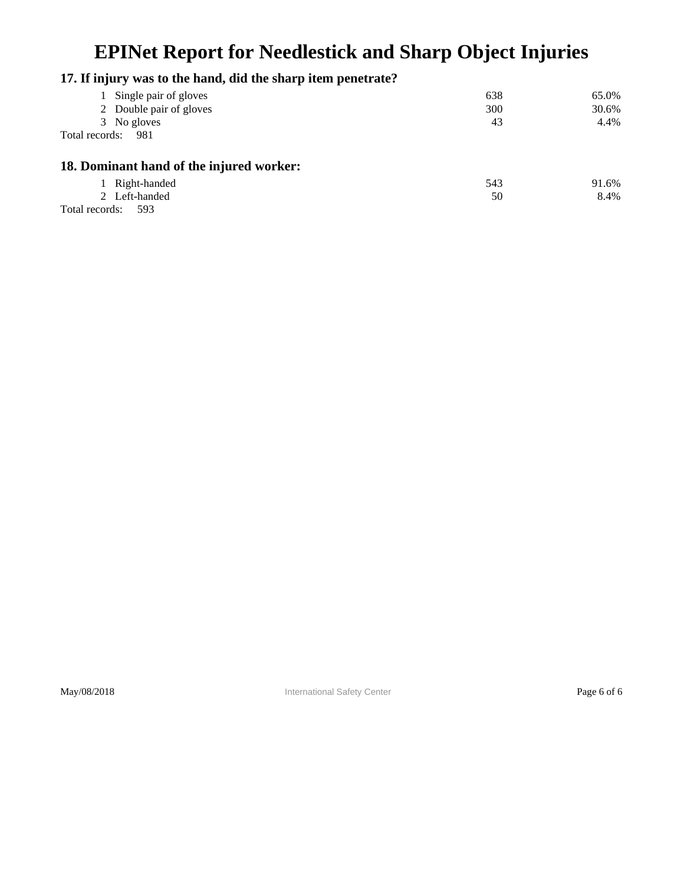# EPINet Report for Needlestick and Sharp Object Injuries

## 17. If injury was to the hand, did the sharp item penetrate?

| | | | |
|---|---|---|---|
| 1 | Single pair of gloves | 638 | 65.0% |
| 2 | Double pair of gloves | 300 | 30.6% |
| 3 | No gloves | 43 | 4.4% |

Total records: 981

## 18. Dominant hand of the injured worker:

| | | | |
|---|---|---|---|
| 1 | Right-handed | 543 | 91.6% |
| 2 | Left-handed | 50 | 8.4% |

Total records: 593